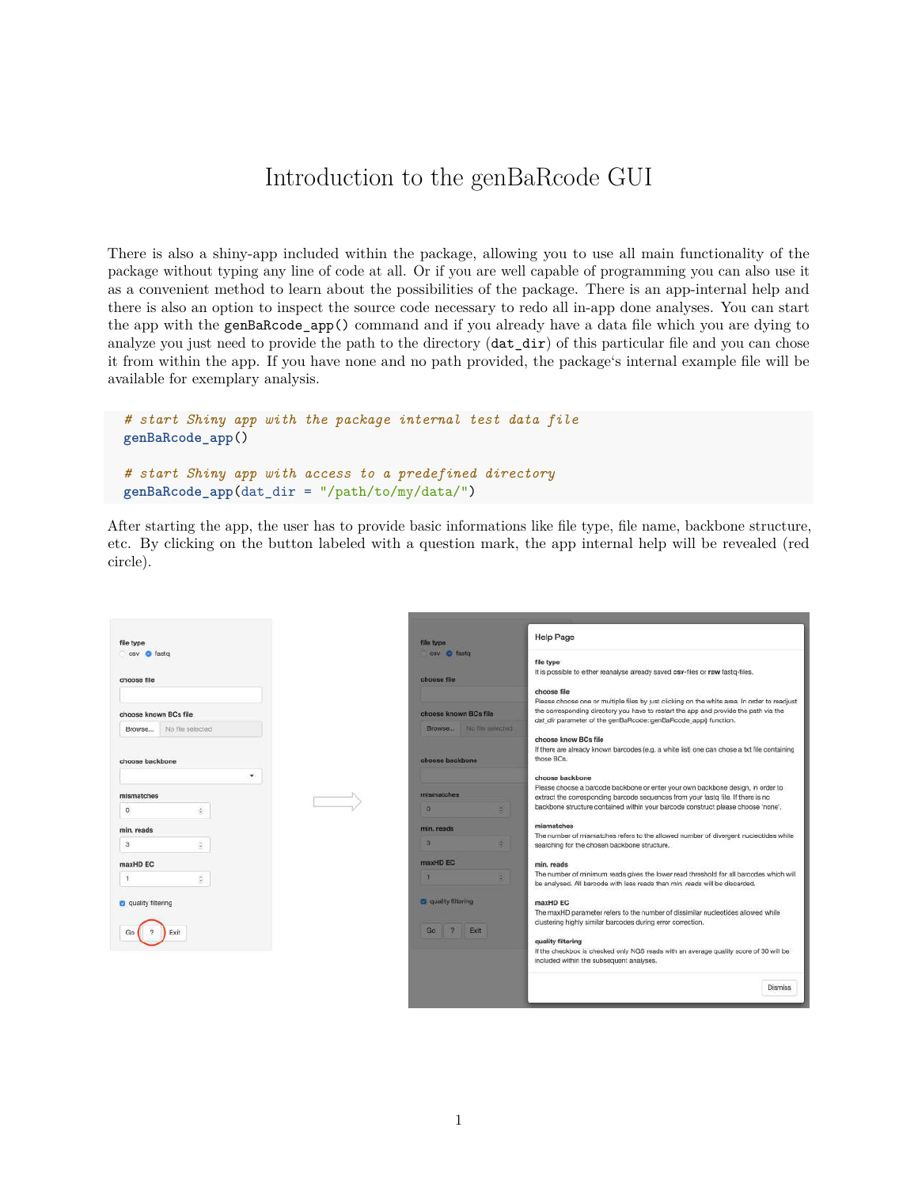# Introduction to the genBaRcode GUI

There is also a shiny-app included within the package, allowing you to use all main functionality of the package without typing any line of code at all. Or if you are well capable of programming you can also use it as a convenient method to learn about the possibilities of the package. There is an app-internal help and there is also an option to inspect the source code necessary to redo all in-app done analyses. You can start the app with the `genBaRcode_app()` command and if you already have a data file which you are dying to analyze you just need to provide the path to the directory (`dat_dir`) of this particular file and you can chose it from within the app. If you have none and no path provided, the package's internal example file will be available for exemplary analysis.

```
# start Shiny app with the package internal test data file
genBaRcode_app()

# start Shiny app with access to a predefined directory
genBaRcode_app(dat_dir = "/path/to/my/data/")
```

After starting the app, the user has to provide basic informations like file type, file name, backbone structure, etc. By clicking on the button labeled with a question mark, the app internal help will be revealed (red circle).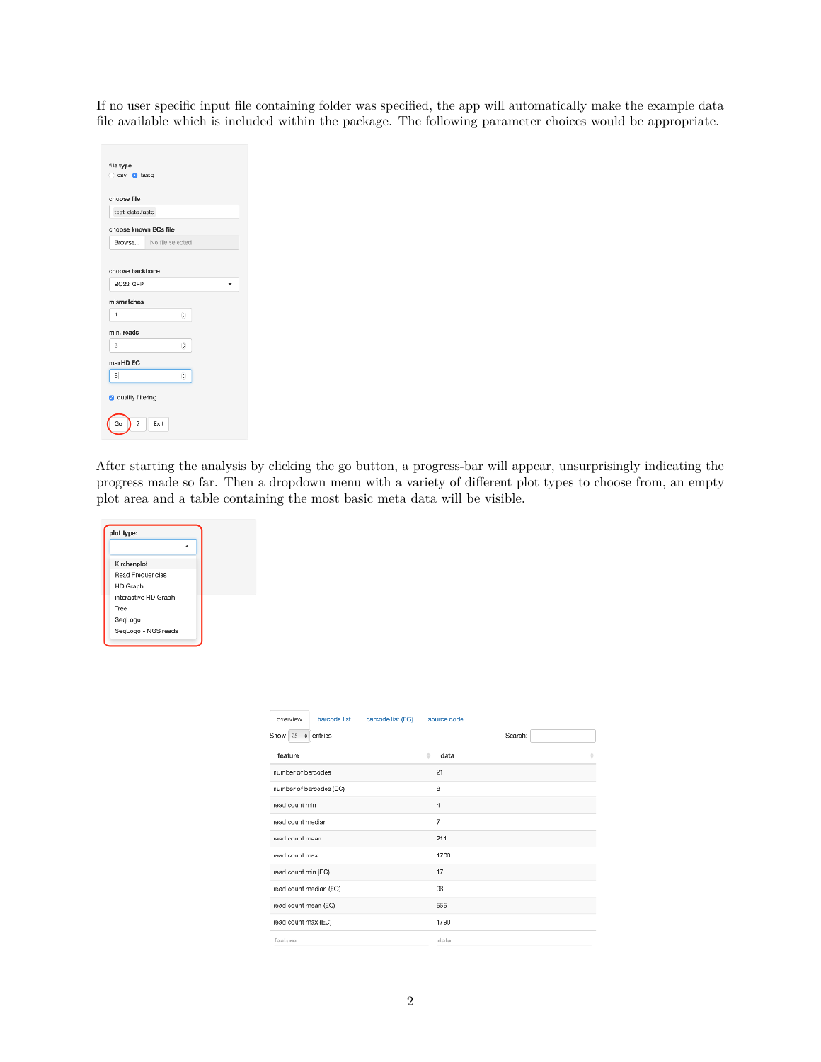If no user specific input file containing folder was specified, the app will automatically make the example data file available which is included within the package. The following parameter choices would be appropriate.

file type
○ csv ● fastq

choose file
test_data.fastq

choose known BCs file
Browse... No file selected

choose backbone
BC32-GFP

mismatches
1

min. reads
3

maxHD EC
8

☑ quality filtering

Go ? Exit

After starting the analysis by clicking the go button, a progress-bar will appear, unsurprisingly indicating the progress made so far. Then a dropdown menu with a variety of different plot types to choose from, an empty plot area and a table containing the most basic meta data will be visible.

plot type:
- Kirchenplot
- Read Frequencies
- HD Graph
- interactive HD Graph
- Tree
- SeqLogo
- SeqLogo - NGS reads

overview | barcode list | barcode list (EC) | source code

Show 25 entries Search:

| feature | data |
|---|---|
| number of barcodes | 21 |
| number of barcodes (EC) | 8 |
| read count min | 4 |
| read count median | 7 |
| read count mean | 211 |
| read count max | 1760 |
| read count min (EC) | 17 |
| read count median (EC) | 98 |
| read count mean (EC) | 555 |
| read count max (EC) | 1790 |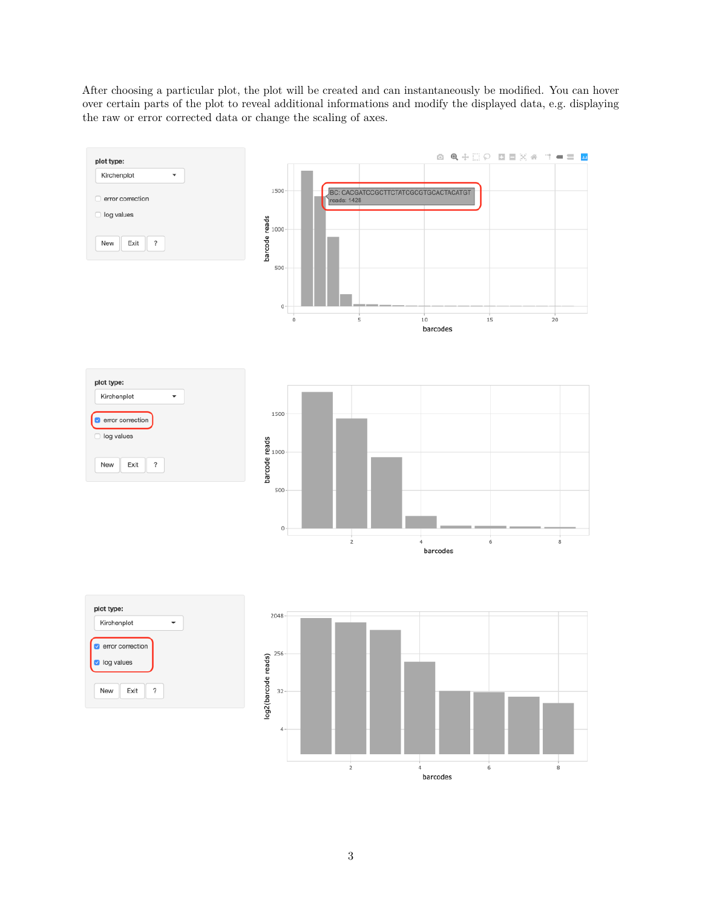After choosing a particular plot, the plot will be created and can instantaneously be modified. You can hover over certain parts of the plot to reveal additional informations and modify the displayed data, e.g. displaying the raw or error corrected data or change the scaling of axes.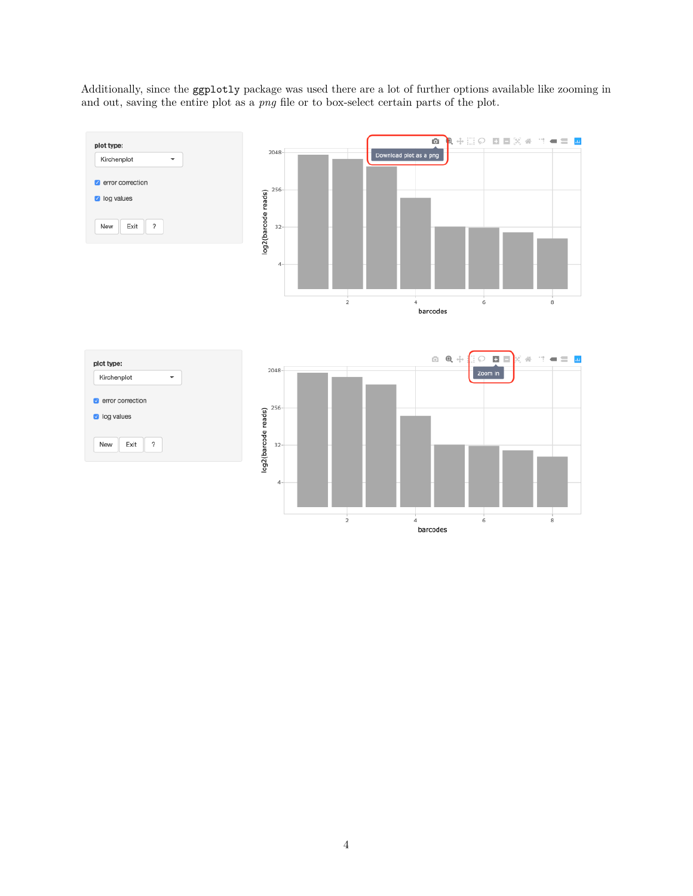Additionally, since the `ggplotly` package was used there are a lot of further options available like zooming in and out, saving the entire plot as a *png* file or to box-select certain parts of the plot.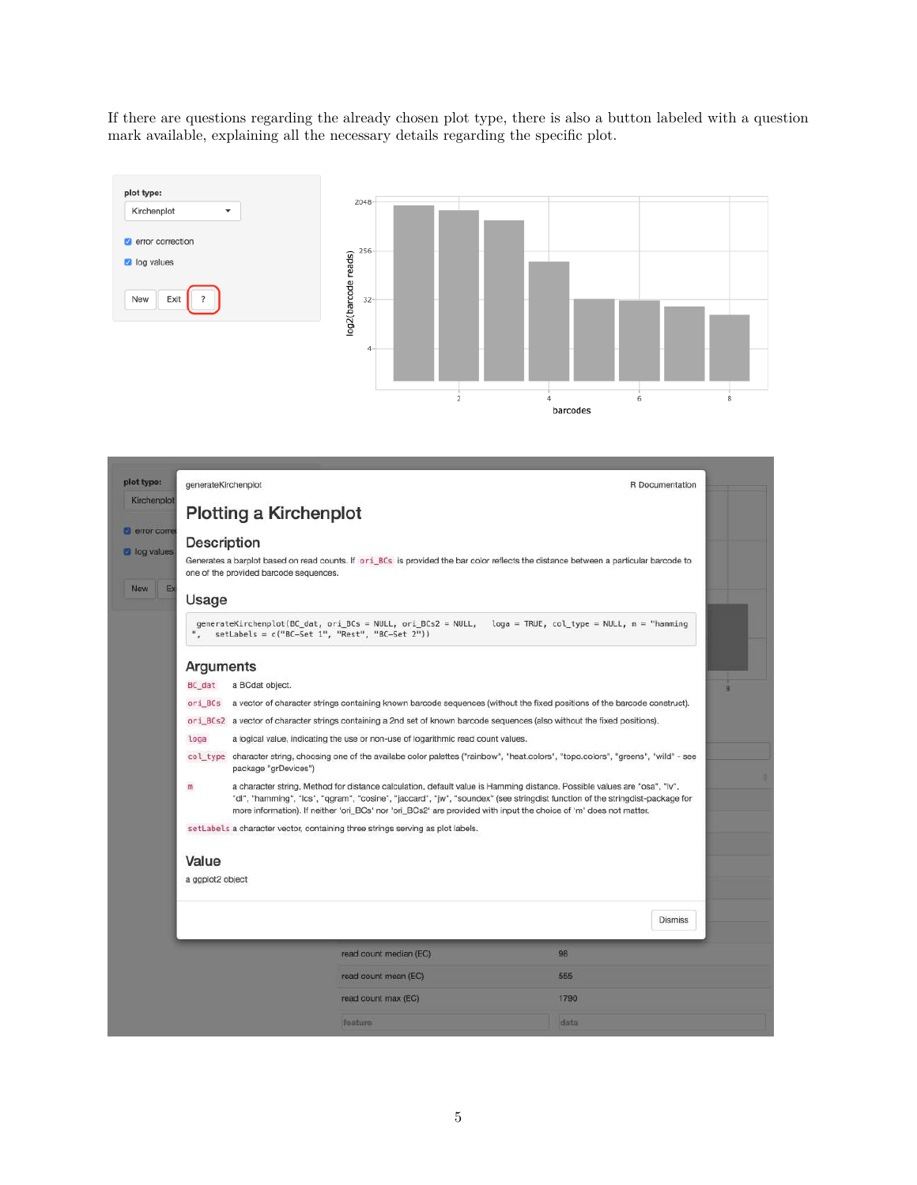If there are questions regarding the already chosen plot type, there is also a button labeled with a question mark available, explaining all the necessary details regarding the specific plot.

plot type:

Kirchenplot

error correction

log values

New Exit ?

generateKirchenplot R Documentation

## Plotting a Kirchenplot

### Description

Generates a barplot based on read counts. If `ori_BCs` is provided the bar color reflects the distance between a particular barcode to one of the provided barcode sequences.

### Usage

```
generateKirchenplot(BC_dat, ori_BCs = NULL, ori_BCs2 = NULL,    loga = TRUE, col_type = NULL, m = "hamming
",    setLabels = c("BC-Set 1", "Rest", "BC-Set 2"))
```

### Arguments

| | |
|---|---|
| `BC_dat` | a BCdat object. |
| `ori_BCs` | a vector of character strings containing known barcode sequences (without the fixed positions of the barcode construct). |
| `ori_BCs2` | a vector of character strings containing a 2nd set of known barcode sequences (also without the fixed positions). |
| `loga` | a logical value, indicating the use or non-use of logarithmic read count values. |
| `col_type` | character string, choosing one of the availabe color palettes ("reinbow", "heat.colors", "topo.colors", "greens", "wild" - see package "grDevices") |
| `m` | a character string. Method for distance calculation, default value is Hamming distance. Possible values are "osa", "lv", "dl", "hamming", "lcs", "qgram", "cosine", "jaccard", "jw", "soundex" (see stringdist function of the stringdist-package for more information). If neither 'ori_BCs' nor 'ori_BCs2' are provided with input the choice of 'm' does not matter. |
| `setLabels` | a character vector, containing three strings serving as plot labels. |

### Value

a ggplot2 object

Dismiss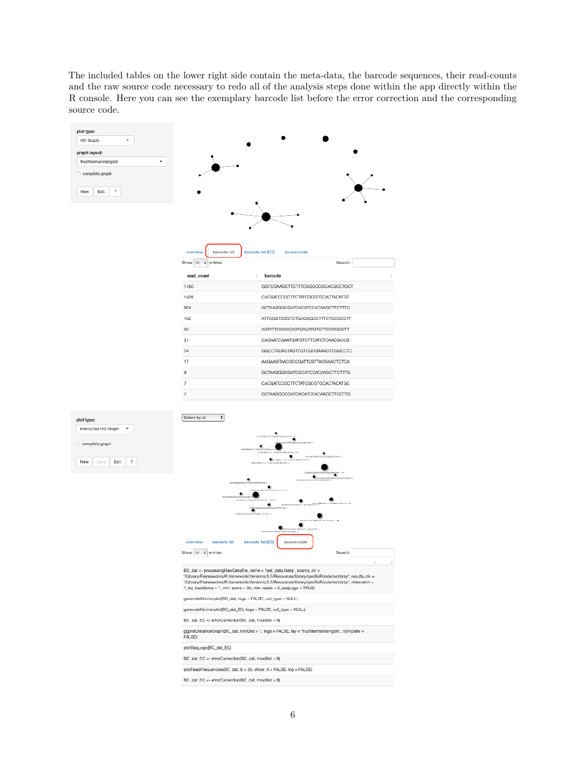The included tables on the lower right side contain the meta-data, the barcode sequences, their read-counts and the raw source code necessary to redo all of the analysis steps done within the app directly within the R console. Here you can see the exemplary barcode list before the error correction and the corresponding source code.

plot type:

HD Graph

graph layout:

fruchtermanreingold

complete graph

New | Exit | ?

overview | barcode list | barcode list (EC) | source code

Show 25 entries — Search:

| read_count | barcode |
|---|---|
| 1760 | GGTCGAAGCTTCTTCGGGCCGCACGCCTGCT |
| 1428 | CACGATCCGCTTCTATCGCGTGCACTACATGT |
| 904 | GCTAAGGGCGATCACATCCACAAGCTTCTTTG |
| 162 | ATTCGGTCCGTCTGAGGGCGTTTCTGCGCCTT |
| 33 | AGTATTCCGACAGTGACATGTCTTCCCGCCTT |
| 31 | CAGAATCGAATGATGTCTTGATCTCAACGCGG |
| 24 | GGCCTAGAGTAGTTGTCGCGAAAGTCGGCCTC |
| 17 | AAGAAGTAACGCCGATTCGTTACGAACTCTCA |
| 9 | GCTAAGGGCGATCGCATCCACAAGCTTCTTTG |
| 7 | CACGATCCGCTTCTATCGCGTGCACTACATGC |
| 7 | GCTAAGGGCGATCACATCCACAAGCTTCCTTG |

plot type:

Interactive HD Graph

complete graph

New | Save | Exit | ?

Select by id

overview | barcode list | barcode list (EC) | source code

Show 25 entries — Search:

```
BC_dat <- processingRawData(file_name = 'test_data.fastq', source_dir = '/Library/Frameworks/R.framework/Versions/3.5/Resources/library/genBaRcode/extdata/', results_dir = '/Library/Frameworks/R.framework/Versions/3.5/Resources/library/genBaRcode/extdata/', mismatch = 1, bc_backbone = '', min_score = 30, min_reads = 3, seqLogo = TRUE)

generateKirchenplot(BC_dat, logs = FALSE, col_type = NULL)

generateKirchenplot(BC_dat_EC, logs = FALSE, col_type = NULL)

BC_dat_EC <- errorCorrection(BC_dat, maxDist = 8)

ggplotDistanceGraph(BC_dat, minDist = 1, loga = FALSE, lay = 'fruchtermanreingold', complete = FALSE)

plotSeqLogo(BC_dat_EC)

BC_dat_EC <- errorCorrection(BC_dat, maxDist = 8)

plotReadFrequencies(BC_dat, b = 30, show_it = FALSE, log = FALSE)

BC_dat_EC <- errorCorrection(BC_dat, maxDist = 8)
```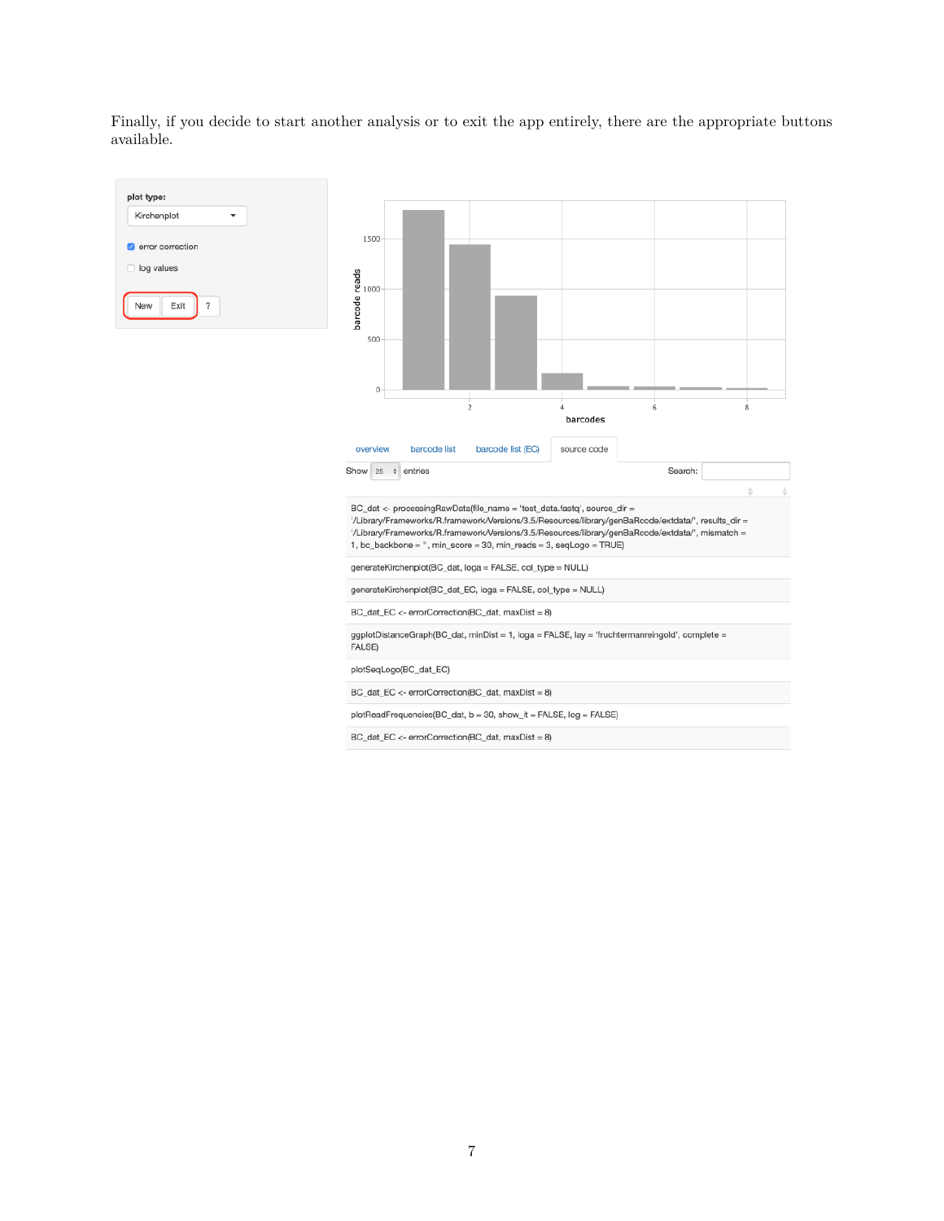Finally, if you decide to start another analysis or to exit the app entirely, there are the appropriate buttons available.

plot type:

Kirchenplot

error correction

log values

New Exit ?

1500

1000

500

0

barcode reads

2 4 6 8

barcodes

overview barcode list barcode list (EC) source code

Show 25 entries Search:

```
BC_dat <- processingRawData(file_name = 'test_data.fastq', source_dir = '/Library/Frameworks/R.framework/Versions/3.5/Resources/library/genBaRcode/extdata/', results_dir = '/Library/Frameworks/R.framework/Versions/3.5/Resources/library/genBaRcode/extdata/', mismatch = 1, bc_backbone = '', min_score = 30, min_reads = 3, seqLogo = TRUE)

generateKirchenplot(BC_dat, loga = FALSE, col_type = NULL)

generateKirchenplot(BC_dat_EC, loga = FALSE, col_type = NULL)

BC_dat_EC <- errorCorrection(BC_dat, maxDist = 8)

ggplotDistanceGraph(BC_dat, minDist = 1, loga = FALSE, lay = 'fruchtermanreingold', complete = FALSE)

plotSeqLogo(BC_dat_EC)

BC_dat_EC <- errorCorrection(BC_dat, maxDist = 8)

plotReadFrequencies(BC_dat, b = 30, show_it = FALSE, log = FALSE)

BC_dat_EC <- errorCorrection(BC_dat, maxDist = 8)
```